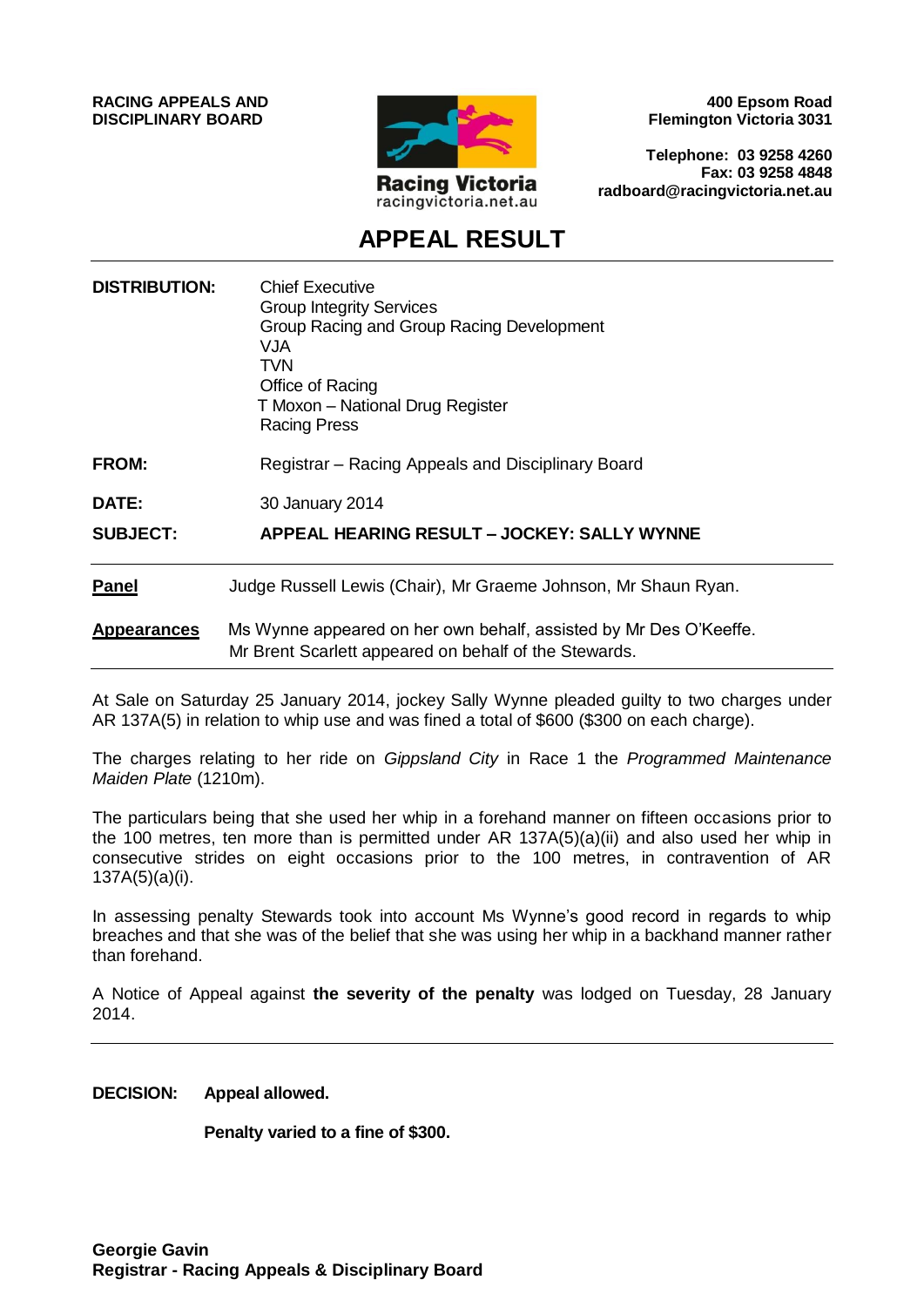**RACING APPEALS AND DISCIPLINARY BOARD**

Racing Victoria
racingvictoria.net.au

**400 Epsom Road**
**Flemington Victoria 3031**

**Telephone: 03 9258 4260**
**Fax: 03 9258 4848**
**radboard@racingvictoria.net.au**

# APPEAL RESULT

**DISTRIBUTION:** Chief Executive
Group Integrity Services
Group Racing and Group Racing Development
VJA
TVN
Office of Racing
T Moxon – National Drug Register
Racing Press

**FROM:** Registrar – Racing Appeals and Disciplinary Board

**DATE:** 30 January 2014

**SUBJECT:** **APPEAL HEARING RESULT – JOCKEY: SALLY WYNNE**

**Panel** Judge Russell Lewis (Chair), Mr Graeme Johnson, Mr Shaun Ryan.

**Appearances** Ms Wynne appeared on her own behalf, assisted by Mr Des O'Keeffe.
Mr Brent Scarlett appeared on behalf of the Stewards.

At Sale on Saturday 25 January 2014, jockey Sally Wynne pleaded guilty to two charges under AR 137A(5) in relation to whip use and was fined a total of $600 ($300 on each charge).

The charges relating to her ride on *Gippsland City* in Race 1 the *Programmed Maintenance Maiden Plate* (1210m).

The particulars being that she used her whip in a forehand manner on fifteen occasions prior to the 100 metres, ten more than is permitted under AR 137A(5)(a)(ii) and also used her whip in consecutive strides on eight occasions prior to the 100 metres, in contravention of AR 137A(5)(a)(i).

In assessing penalty Stewards took into account Ms Wynne's good record in regards to whip breaches and that she was of the belief that she was using her whip in a backhand manner rather than forehand.

A Notice of Appeal against **the severity of the penalty** was lodged on Tuesday, 28 January 2014.

**DECISION:** **Appeal allowed.**

**Penalty varied to a fine of $300.**

**Georgie Gavin**
**Registrar - Racing Appeals & Disciplinary Board**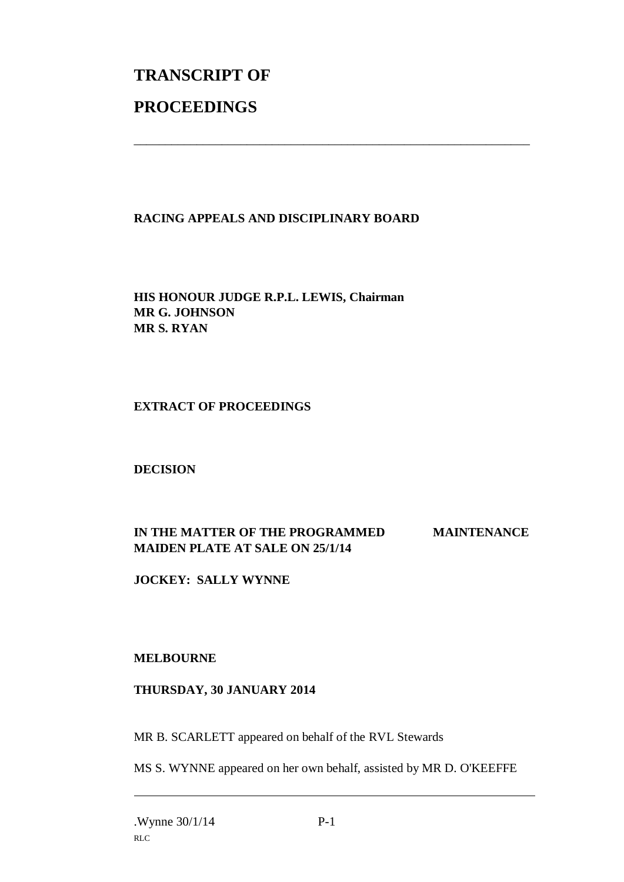# TRANSCRIPT OF

# PROCEEDINGS

---

**RACING APPEALS AND DISCIPLINARY BOARD**

**HIS HONOUR JUDGE R.P.L. LEWIS, Chairman**
**MR G. JOHNSON**
**MR S. RYAN**

**EXTRACT OF PROCEEDINGS**

**DECISION**

**IN THE MATTER OF THE PROGRAMMED MAINTENANCE MAIDEN PLATE AT SALE ON 25/1/14**

**JOCKEY: SALLY WYNNE**

**MELBOURNE**

**THURSDAY, 30 JANUARY 2014**

MR B. SCARLETT appeared on behalf of the RVL Stewards

MS S. WYNNE appeared on her own behalf, assisted by MR D. O'KEEFFE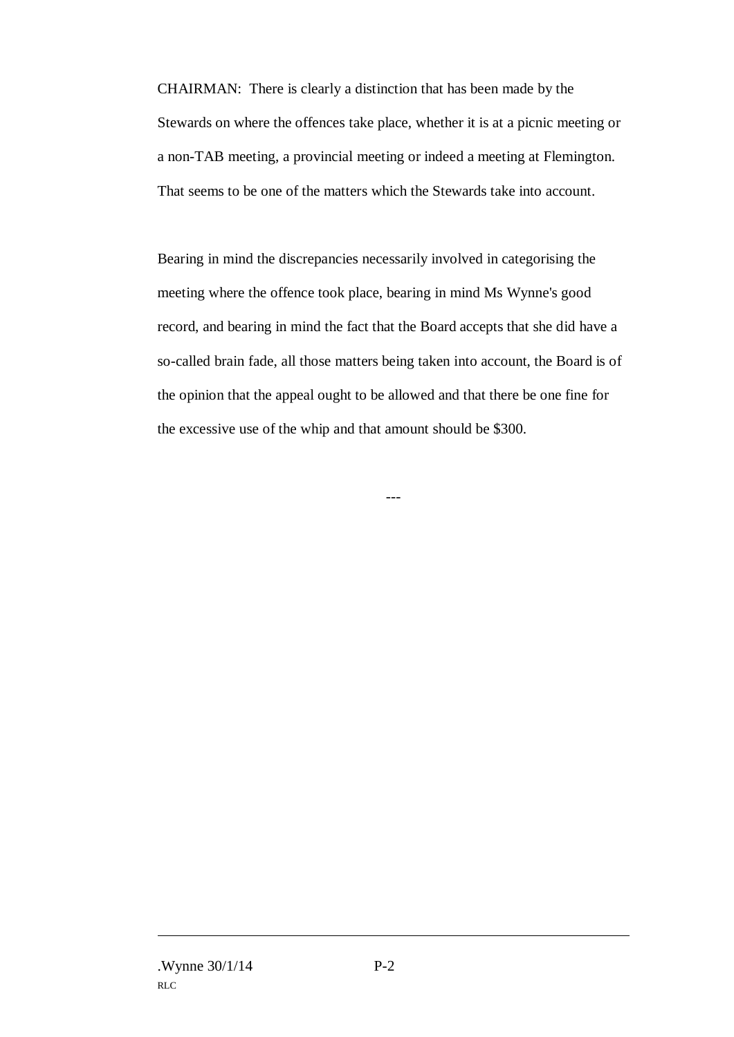CHAIRMAN: There is clearly a distinction that has been made by the Stewards on where the offences take place, whether it is at a picnic meeting or a non-TAB meeting, a provincial meeting or indeed a meeting at Flemington. That seems to be one of the matters which the Stewards take into account.

Bearing in mind the discrepancies necessarily involved in categorising the meeting where the offence took place, bearing in mind Ms Wynne's good record, and bearing in mind the fact that the Board accepts that she did have a so-called brain fade, all those matters being taken into account, the Board is of the opinion that the appeal ought to be allowed and that there be one fine for the excessive use of the whip and that amount should be $300.

---